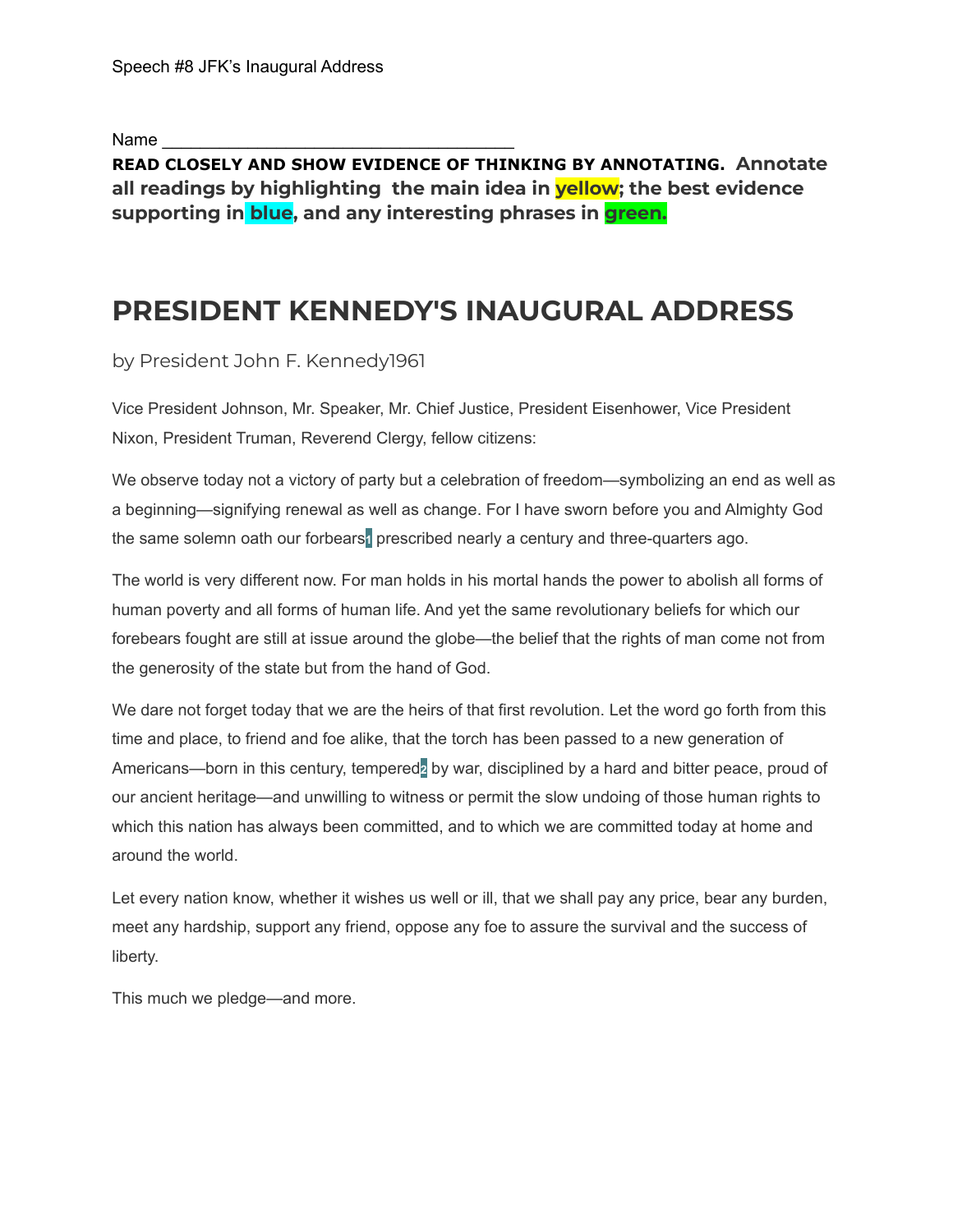Speech #8 JFK's Inaugural Address

Name ___________________________________

**READ CLOSELY AND SHOW EVIDENCE OF THINKING BY ANNOTATING. Annotate all readings by highlighting the main idea in yellow; the best evidence supporting in blue, and any interesting phrases in green.**

# PRESIDENT KENNEDY'S INAUGURAL ADDRESS

by President John F. Kennedy1961

Vice President Johnson, Mr. Speaker, Mr. Chief Justice, President Eisenhower, Vice President Nixon, President Truman, Reverend Clergy, fellow citizens:

We observe today not a victory of party but a celebration of freedom—symbolizing an end as well as a beginning—signifying renewal as well as change. For I have sworn before you and Almighty God the same solemn oath our forbears[1] prescribed nearly a century and three-quarters ago.

The world is very different now. For man holds in his mortal hands the power to abolish all forms of human poverty and all forms of human life. And yet the same revolutionary beliefs for which our forebears fought are still at issue around the globe—the belief that the rights of man come not from the generosity of the state but from the hand of God.

We dare not forget today that we are the heirs of that first revolution. Let the word go forth from this time and place, to friend and foe alike, that the torch has been passed to a new generation of Americans—born in this century, tempered[2] by war, disciplined by a hard and bitter peace, proud of our ancient heritage—and unwilling to witness or permit the slow undoing of those human rights to which this nation has always been committed, and to which we are committed today at home and around the world.

Let every nation know, whether it wishes us well or ill, that we shall pay any price, bear any burden, meet any hardship, support any friend, oppose any foe to assure the survival and the success of liberty.

This much we pledge—and more.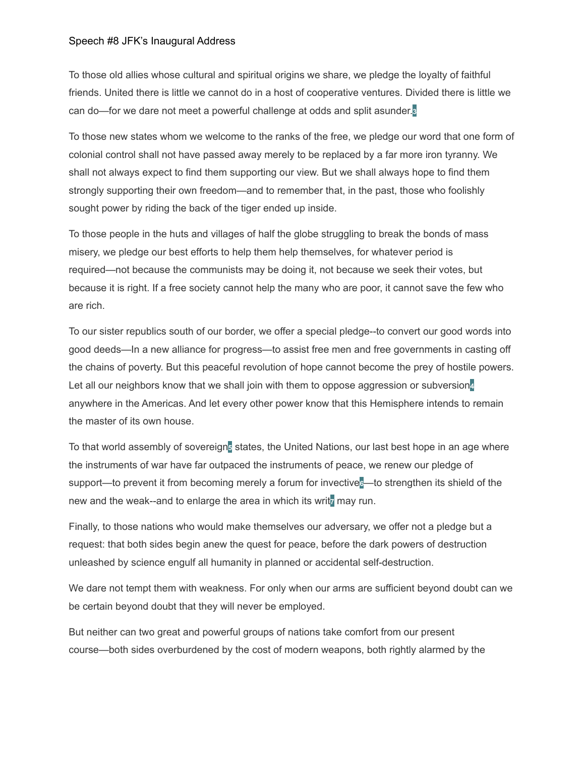Speech #8 JFK's Inaugural Address

To those old allies whose cultural and spiritual origins we share, we pledge the loyalty of faithful friends. United there is little we cannot do in a host of cooperative ventures. Divided there is little we can do—for we dare not meet a powerful challenge at odds and split asunder.[3]

To those new states whom we welcome to the ranks of the free, we pledge our word that one form of colonial control shall not have passed away merely to be replaced by a far more iron tyranny. We shall not always expect to find them supporting our view. But we shall always hope to find them strongly supporting their own freedom—and to remember that, in the past, those who foolishly sought power by riding the back of the tiger ended up inside.

To those people in the huts and villages of half the globe struggling to break the bonds of mass misery, we pledge our best efforts to help them help themselves, for whatever period is required—not because the communists may be doing it, not because we seek their votes, but because it is right. If a free society cannot help the many who are poor, it cannot save the few who are rich.

To our sister republics south of our border, we offer a special pledge--to convert our good words into good deeds—In a new alliance for progress—to assist free men and free governments in casting off the chains of poverty. But this peaceful revolution of hope cannot become the prey of hostile powers. Let all our neighbors know that we shall join with them to oppose aggression or subversion[4] anywhere in the Americas. And let every other power know that this Hemisphere intends to remain the master of its own house.

To that world assembly of sovereign[5] states, the United Nations, our last best hope in an age where the instruments of war have far outpaced the instruments of peace, we renew our pledge of support—to prevent it from becoming merely a forum for invective[6]—to strengthen its shield of the new and the weak--and to enlarge the area in which its writ[7] may run.

Finally, to those nations who would make themselves our adversary, we offer not a pledge but a request: that both sides begin anew the quest for peace, before the dark powers of destruction unleashed by science engulf all humanity in planned or accidental self-destruction.

We dare not tempt them with weakness. For only when our arms are sufficient beyond doubt can we be certain beyond doubt that they will never be employed.

But neither can two great and powerful groups of nations take comfort from our present course—both sides overburdened by the cost of modern weapons, both rightly alarmed by the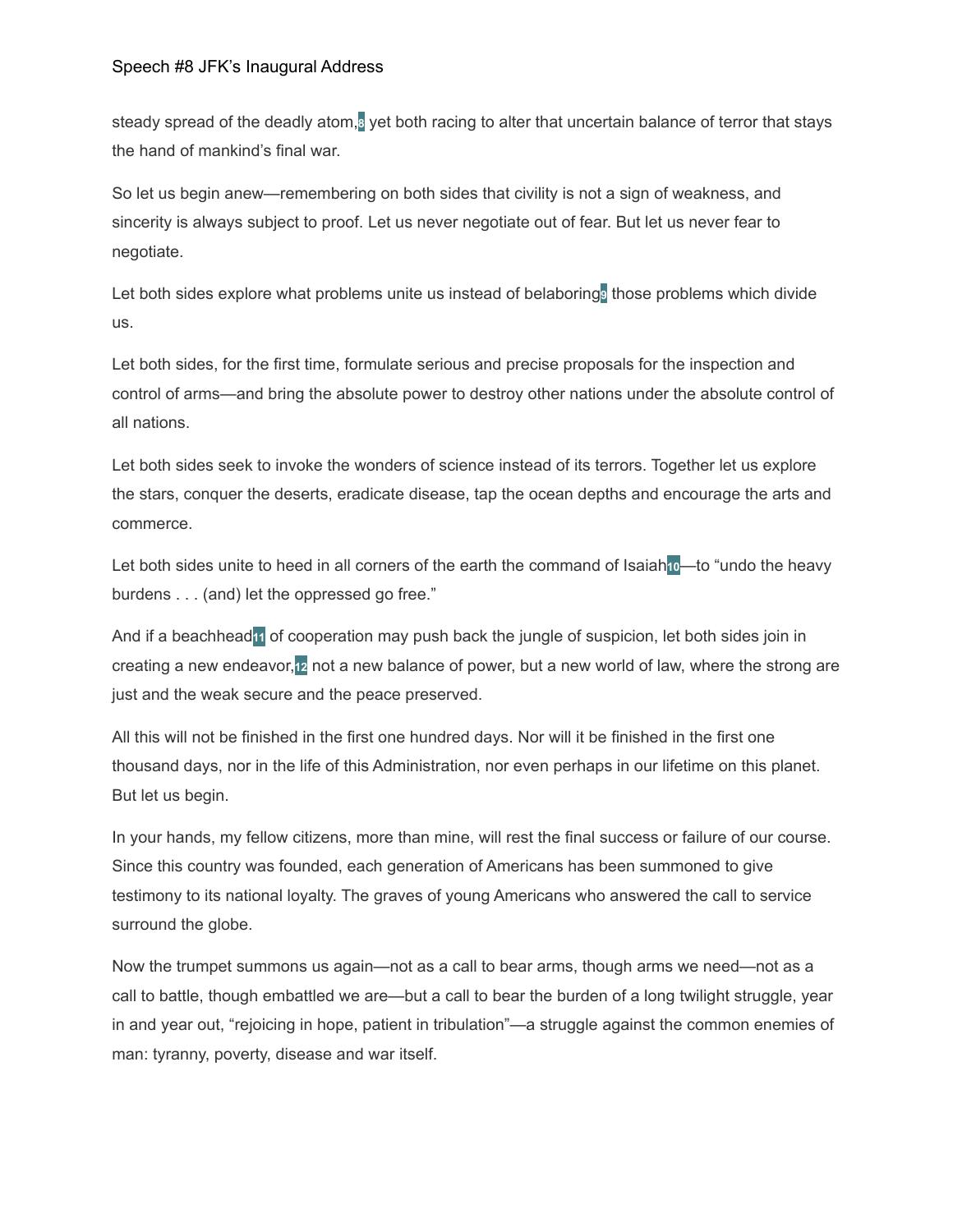steady spread of the deadly atom,[8] yet both racing to alter that uncertain balance of terror that stays the hand of mankind's final war.

So let us begin anew—remembering on both sides that civility is not a sign of weakness, and sincerity is always subject to proof. Let us never negotiate out of fear. But let us never fear to negotiate.

Let both sides explore what problems unite us instead of belaboring[9] those problems which divide us.

Let both sides, for the first time, formulate serious and precise proposals for the inspection and control of arms—and bring the absolute power to destroy other nations under the absolute control of all nations.

Let both sides seek to invoke the wonders of science instead of its terrors. Together let us explore the stars, conquer the deserts, eradicate disease, tap the ocean depths and encourage the arts and commerce.

Let both sides unite to heed in all corners of the earth the command of Isaiah[10]—to "undo the heavy burdens . . . (and) let the oppressed go free."

And if a beachhead[11] of cooperation may push back the jungle of suspicion, let both sides join in creating a new endeavor,[12] not a new balance of power, but a new world of law, where the strong are just and the weak secure and the peace preserved.

All this will not be finished in the first one hundred days. Nor will it be finished in the first one thousand days, nor in the life of this Administration, nor even perhaps in our lifetime on this planet. But let us begin.

In your hands, my fellow citizens, more than mine, will rest the final success or failure of our course. Since this country was founded, each generation of Americans has been summoned to give testimony to its national loyalty. The graves of young Americans who answered the call to service surround the globe.

Now the trumpet summons us again—not as a call to bear arms, though arms we need—not as a call to battle, though embattled we are—but a call to bear the burden of a long twilight struggle, year in and year out, "rejoicing in hope, patient in tribulation"—a struggle against the common enemies of man: tyranny, poverty, disease and war itself.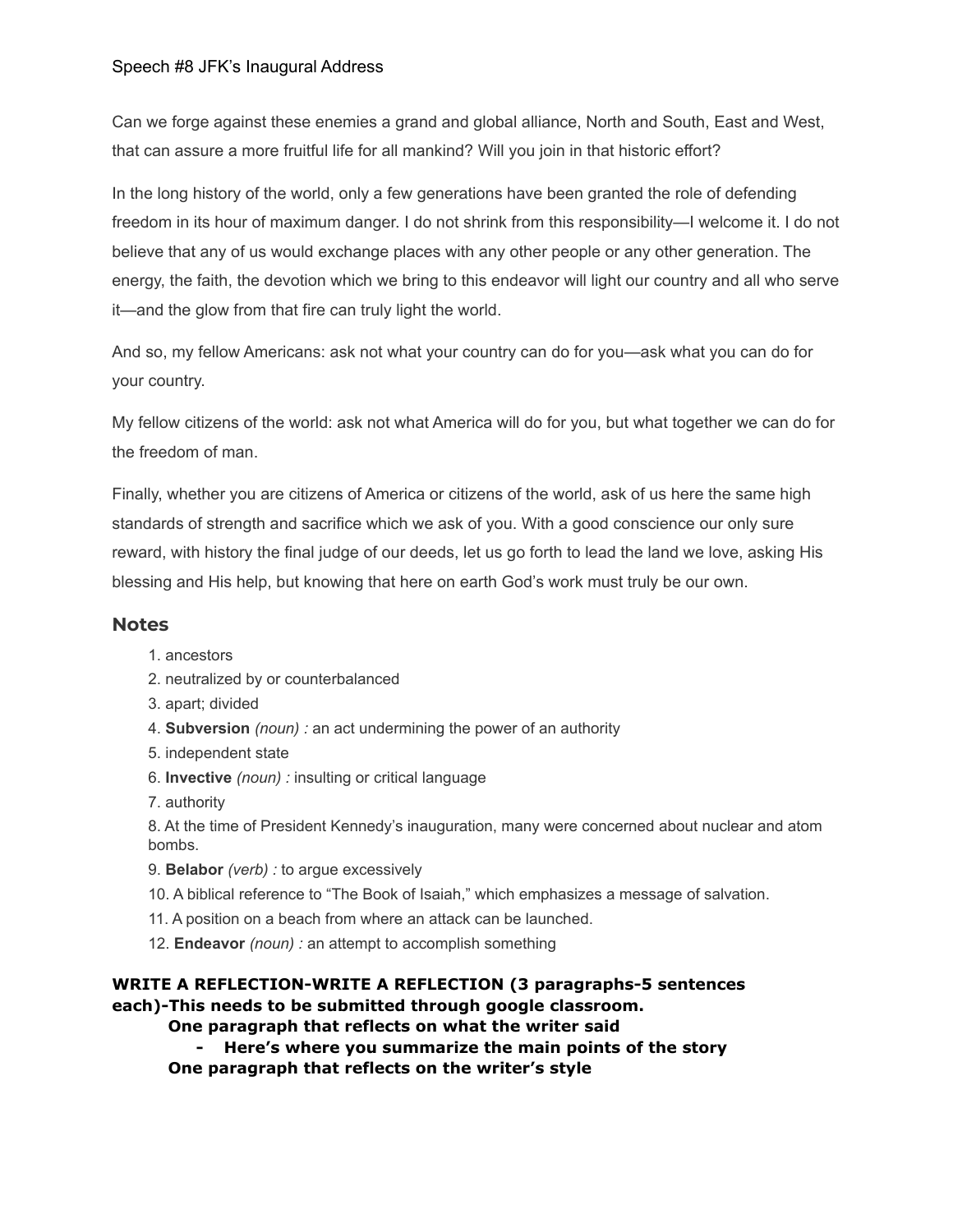Can we forge against these enemies a grand and global alliance, North and South, East and West, that can assure a more fruitful life for all mankind? Will you join in that historic effort?

In the long history of the world, only a few generations have been granted the role of defending freedom in its hour of maximum danger. I do not shrink from this responsibility—I welcome it. I do not believe that any of us would exchange places with any other people or any other generation. The energy, the faith, the devotion which we bring to this endeavor will light our country and all who serve it—and the glow from that fire can truly light the world.

And so, my fellow Americans: ask not what your country can do for you—ask what you can do for your country.

My fellow citizens of the world: ask not what America will do for you, but what together we can do for the freedom of man.

Finally, whether you are citizens of America or citizens of the world, ask of us here the same high standards of strength and sacrifice which we ask of you. With a good conscience our only sure reward, with history the final judge of our deeds, let us go forth to lead the land we love, asking His blessing and His help, but knowing that here on earth God's work must truly be our own.

## Notes

1. ancestors
2. neutralized by or counterbalanced
3. apart; divided
4. **Subversion** *(noun) :* an act undermining the power of an authority
5. independent state
6. **Invective** *(noun) :* insulting or critical language
7. authority
8. At the time of President Kennedy's inauguration, many were concerned about nuclear and atom bombs.
9. **Belabor** *(verb) :* to argue excessively
10. A biblical reference to "The Book of Isaiah," which emphasizes a message of salvation.
11. A position on a beach from where an attack can be launched.
12. **Endeavor** *(noun) :* an attempt to accomplish something

**WRITE A REFLECTION-WRITE A REFLECTION (3 paragraphs-5 sentences each)-This needs to be submitted through google classroom.**

**One paragraph that reflects on what the writer said**

- **Here's where you summarize the main points of the story**

**One paragraph that reflects on the writer's style**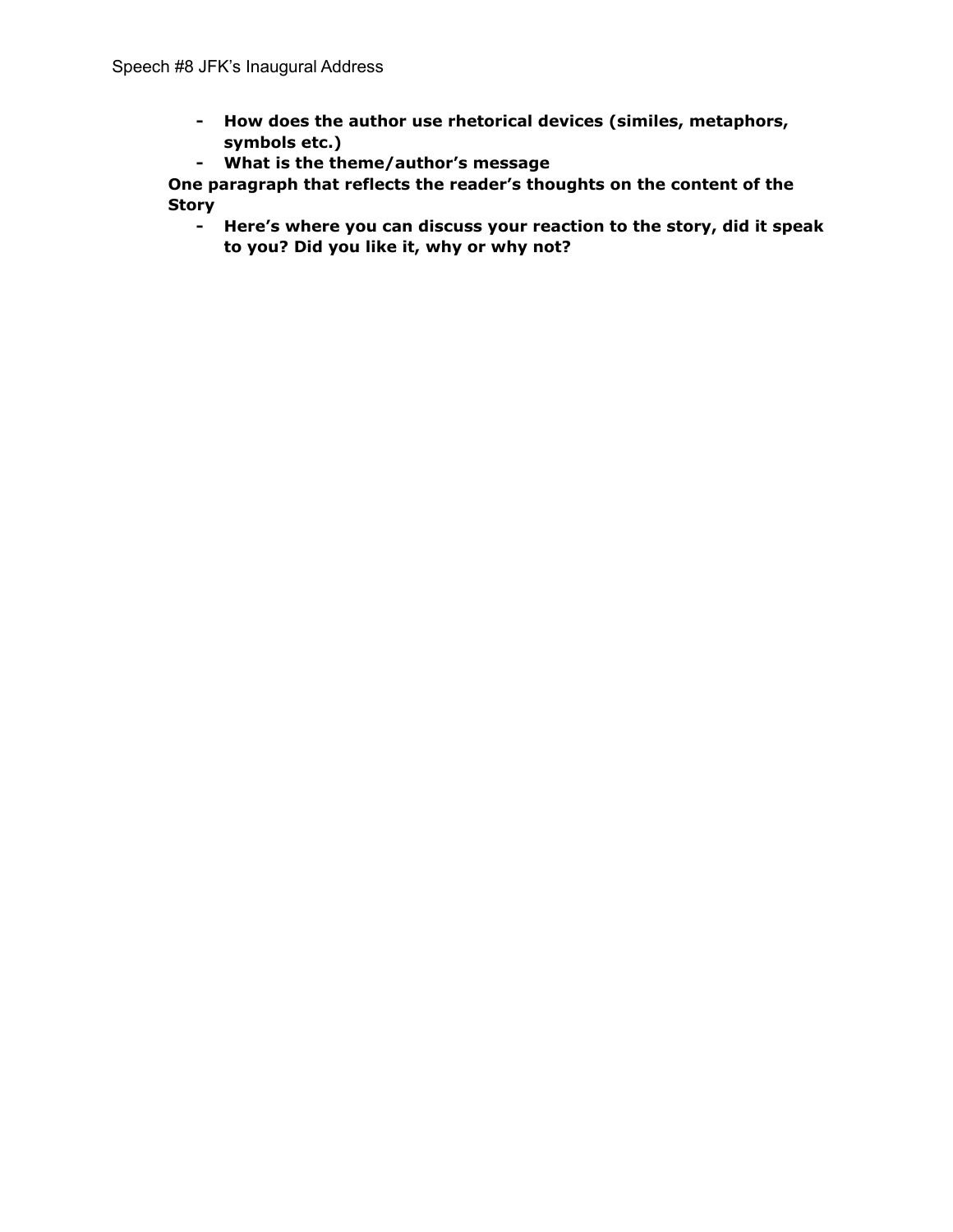- **How does the author use rhetorical devices (similes, metaphors, symbols etc.)**
- **What is the theme/author's message**

**One paragraph that reflects the reader's thoughts on the content of the Story**

- **Here's where you can discuss your reaction to the story, did it speak to you? Did you like it, why or why not?**